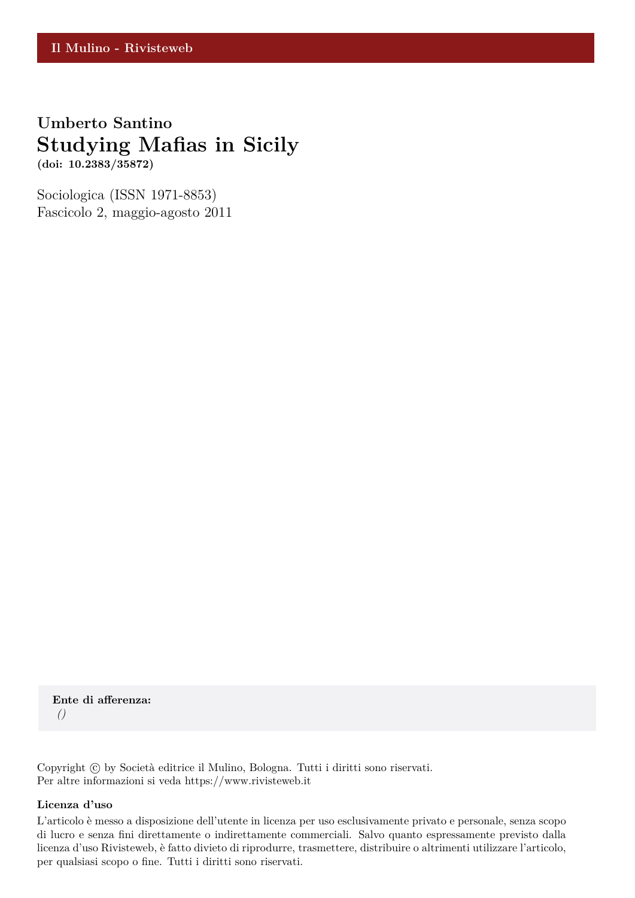Il Mulino - Rivisteweb

**Umberto Santino**

# Studying Mafias in Sicily

**(doi: 10.2383/35872)**

Sociologica (ISSN 1971-8853)
Fascicolo 2, maggio-agosto 2011

**Ente di afferenza:**
*()*

Copyright © by Società editrice il Mulino, Bologna. Tutti i diritti sono riservati.
Per altre informazioni si veda https://www.rivisteweb.it

**Licenza d'uso**

L'articolo è messo a disposizione dell'utente in licenza per uso esclusivamente privato e personale, senza scopo di lucro e senza fini direttamente o indirettamente commerciali. Salvo quanto espressamente previsto dalla licenza d'uso Rivisteweb, è fatto divieto di riprodurre, trasmettere, distribuire o altrimenti utilizzare l'articolo, per qualsiasi scopo o fine. Tutti i diritti sono riservati.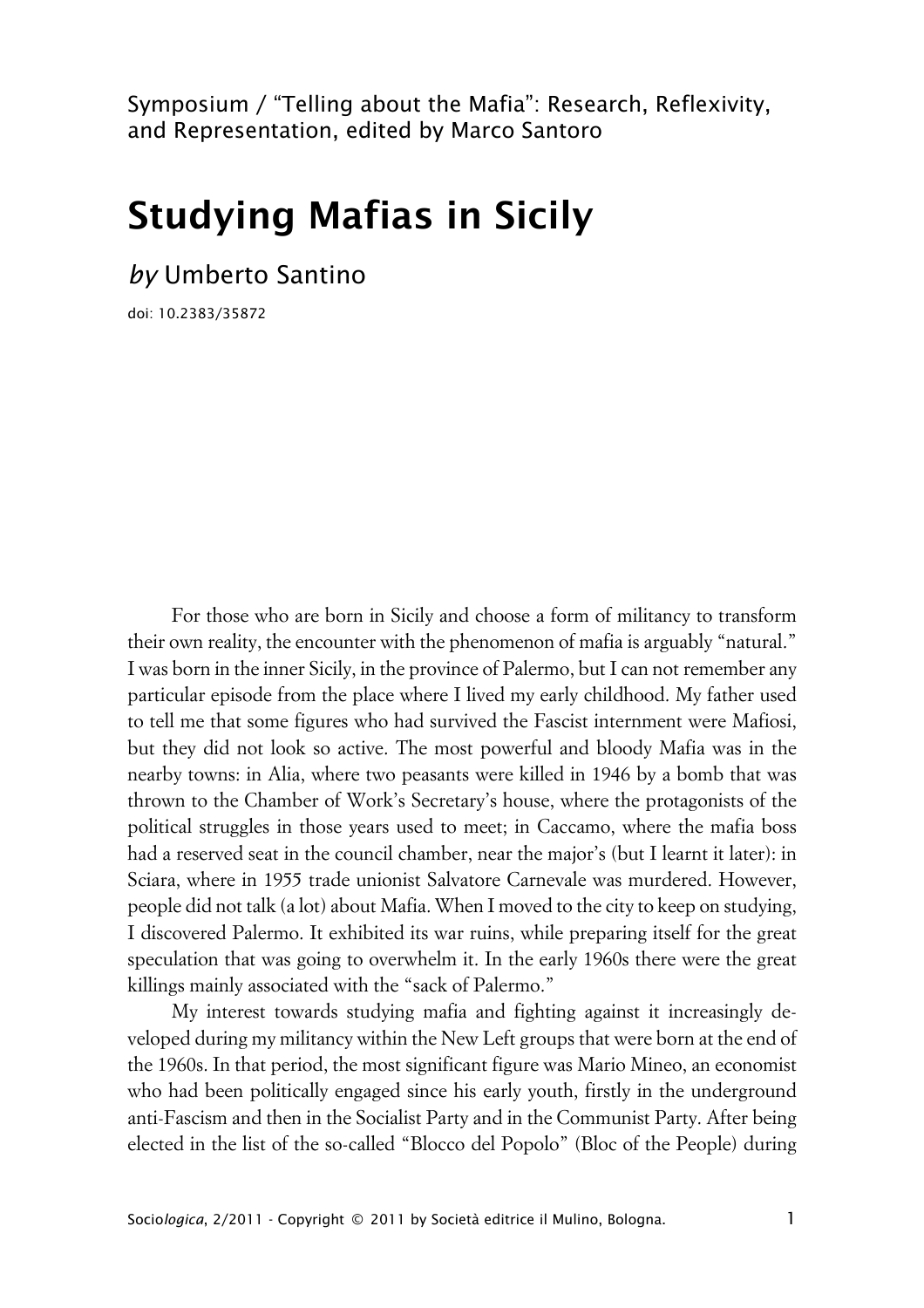Symposium / "Telling about the Mafia": Research, Reflexivity, and Representation, edited by Marco Santoro

# Studying Mafias in Sicily

*by* Umberto Santino

doi: 10.2383/35872

For those who are born in Sicily and choose a form of militancy to transform their own reality, the encounter with the phenomenon of mafia is arguably "natural." I was born in the inner Sicily, in the province of Palermo, but I can not remember any particular episode from the place where I lived my early childhood. My father used to tell me that some figures who had survived the Fascist internment were Mafiosi, but they did not look so active. The most powerful and bloody Mafia was in the nearby towns: in Alia, where two peasants were killed in 1946 by a bomb that was thrown to the Chamber of Work's Secretary's house, where the protagonists of the political struggles in those years used to meet; in Caccamo, where the mafia boss had a reserved seat in the council chamber, near the major's (but I learnt it later): in Sciara, where in 1955 trade unionist Salvatore Carnevale was murdered. However, people did not talk (a lot) about Mafia. When I moved to the city to keep on studying, I discovered Palermo. It exhibited its war ruins, while preparing itself for the great speculation that was going to overwhelm it. In the early 1960s there were the great killings mainly associated with the "sack of Palermo."

My interest towards studying mafia and fighting against it increasingly developed during my militancy within the New Left groups that were born at the end of the 1960s. In that period, the most significant figure was Mario Mineo, an economist who had been politically engaged since his early youth, firstly in the underground anti-Fascism and then in the Socialist Party and in the Communist Party. After being elected in the list of the so-called "Blocco del Popolo" (Bloc of the People) during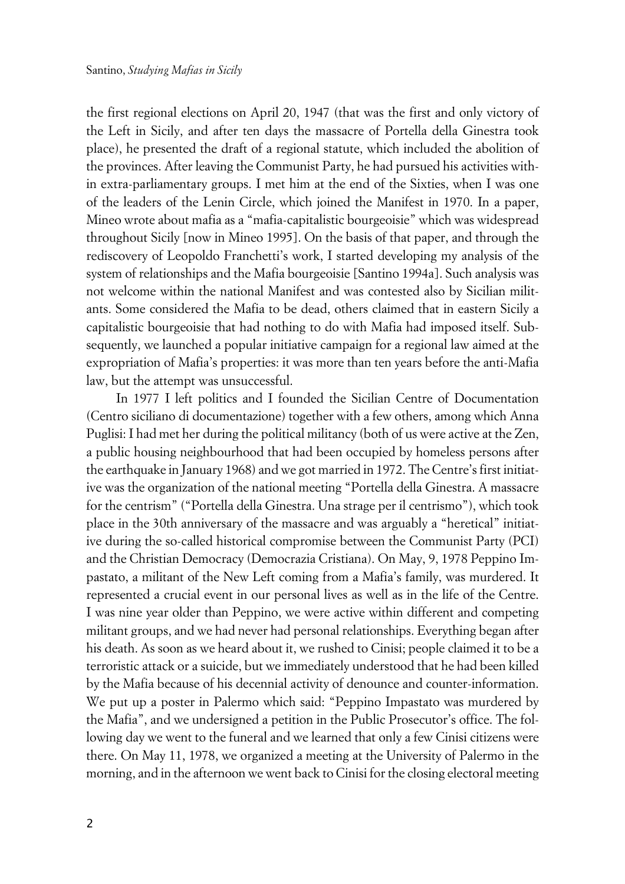the first regional elections on April 20, 1947 (that was the first and only victory of the Left in Sicily, and after ten days the massacre of Portella della Ginestra took place), he presented the draft of a regional statute, which included the abolition of the provinces. After leaving the Communist Party, he had pursued his activities within extra-parliamentary groups. I met him at the end of the Sixties, when I was one of the leaders of the Lenin Circle, which joined the Manifest in 1970. In a paper, Mineo wrote about mafia as a "mafia-capitalistic bourgeoisie" which was widespread throughout Sicily [now in Mineo 1995]. On the basis of that paper, and through the rediscovery of Leopoldo Franchetti's work, I started developing my analysis of the system of relationships and the Mafia bourgeoisie [Santino 1994a]. Such analysis was not welcome within the national Manifest and was contested also by Sicilian militants. Some considered the Mafia to be dead, others claimed that in eastern Sicily a capitalistic bourgeoisie that had nothing to do with Mafia had imposed itself. Subsequently, we launched a popular initiative campaign for a regional law aimed at the expropriation of Mafia's properties: it was more than ten years before the anti-Mafia law, but the attempt was unsuccessful.

In 1977 I left politics and I founded the Sicilian Centre of Documentation (Centro siciliano di documentazione) together with a few others, among which Anna Puglisi: I had met her during the political militancy (both of us were active at the Zen, a public housing neighbourhood that had been occupied by homeless persons after the earthquake in January 1968) and we got married in 1972. The Centre's first initiative was the organization of the national meeting "Portella della Ginestra. A massacre for the centrism" ("Portella della Ginestra. Una strage per il centrismo"), which took place in the 30th anniversary of the massacre and was arguably a "heretical" initiative during the so-called historical compromise between the Communist Party (PCI) and the Christian Democracy (Democrazia Cristiana). On May, 9, 1978 Peppino Impastato, a militant of the New Left coming from a Mafia's family, was murdered. It represented a crucial event in our personal lives as well as in the life of the Centre. I was nine year older than Peppino, we were active within different and competing militant groups, and we had never had personal relationships. Everything began after his death. As soon as we heard about it, we rushed to Cinisi; people claimed it to be a terroristic attack or a suicide, but we immediately understood that he had been killed by the Mafia because of his decennial activity of denounce and counter-information. We put up a poster in Palermo which said: "Peppino Impastato was murdered by the Mafia", and we undersigned a petition in the Public Prosecutor's office. The following day we went to the funeral and we learned that only a few Cinisi citizens were there. On May 11, 1978, we organized a meeting at the University of Palermo in the morning, and in the afternoon we went back to Cinisi for the closing electoral meeting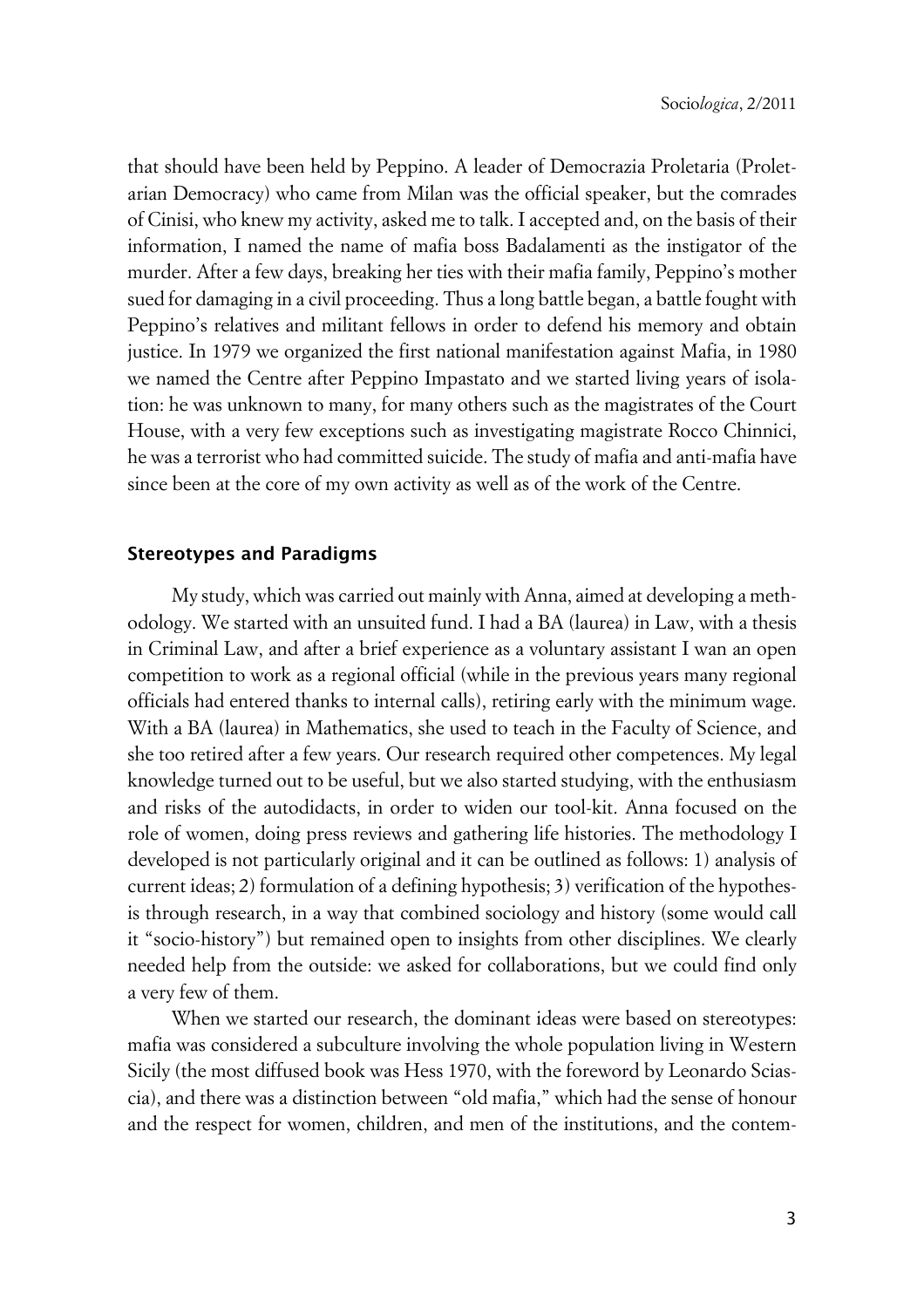that should have been held by Peppino. A leader of Democrazia Proletaria (Proletarian Democracy) who came from Milan was the official speaker, but the comrades of Cinisi, who knew my activity, asked me to talk. I accepted and, on the basis of their information, I named the name of mafia boss Badalamenti as the instigator of the murder. After a few days, breaking her ties with their mafia family, Peppino's mother sued for damaging in a civil proceeding. Thus a long battle began, a battle fought with Peppino's relatives and militant fellows in order to defend his memory and obtain justice. In 1979 we organized the first national manifestation against Mafia, in 1980 we named the Centre after Peppino Impastato and we started living years of isolation: he was unknown to many, for many others such as the magistrates of the Court House, with a very few exceptions such as investigating magistrate Rocco Chinnici, he was a terrorist who had committed suicide. The study of mafia and anti-mafia have since been at the core of my own activity as well as of the work of the Centre.

## Stereotypes and Paradigms

My study, which was carried out mainly with Anna, aimed at developing a methodology. We started with an unsuited fund. I had a BA (laurea) in Law, with a thesis in Criminal Law, and after a brief experience as a voluntary assistant I wan an open competition to work as a regional official (while in the previous years many regional officials had entered thanks to internal calls), retiring early with the minimum wage. With a BA (laurea) in Mathematics, she used to teach in the Faculty of Science, and she too retired after a few years. Our research required other competences. My legal knowledge turned out to be useful, but we also started studying, with the enthusiasm and risks of the autodidacts, in order to widen our tool-kit. Anna focused on the role of women, doing press reviews and gathering life histories. The methodology I developed is not particularly original and it can be outlined as follows: 1) analysis of current ideas; 2) formulation of a defining hypothesis; 3) verification of the hypothesis through research, in a way that combined sociology and history (some would call it "socio-history") but remained open to insights from other disciplines. We clearly needed help from the outside: we asked for collaborations, but we could find only a very few of them.

When we started our research, the dominant ideas were based on stereotypes: mafia was considered a subculture involving the whole population living in Western Sicily (the most diffused book was Hess 1970, with the foreword by Leonardo Sciascia), and there was a distinction between "old mafia," which had the sense of honour and the respect for women, children, and men of the institutions, and the contem-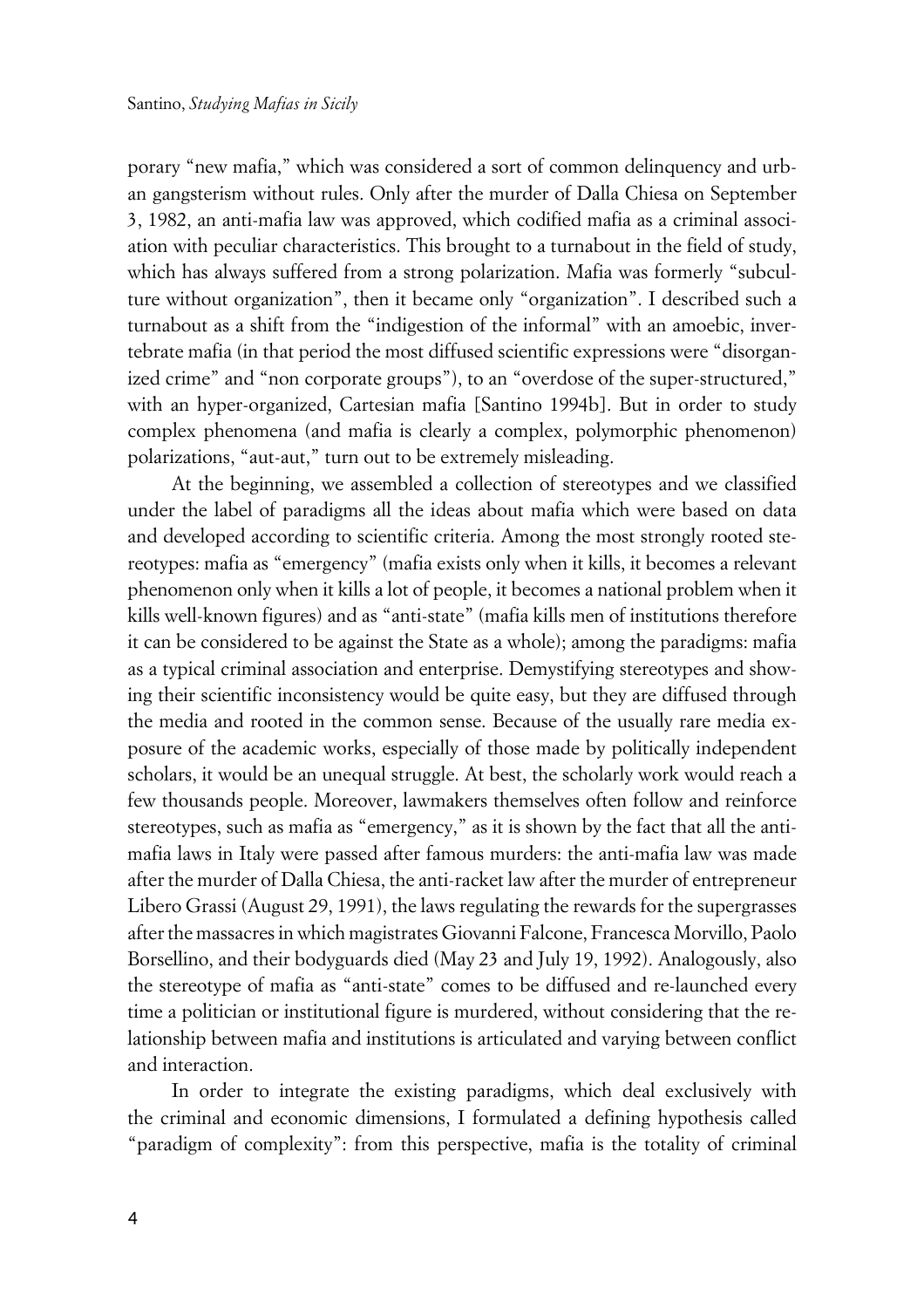porary "new mafia," which was considered a sort of common delinquency and urban gangsterism without rules. Only after the murder of Dalla Chiesa on September 3, 1982, an anti-mafia law was approved, which codified mafia as a criminal association with peculiar characteristics. This brought to a turnabout in the field of study, which has always suffered from a strong polarization. Mafia was formerly "subculture without organization", then it became only "organization". I described such a turnabout as a shift from the "indigestion of the informal" with an amoebic, invertebrate mafia (in that period the most diffused scientific expressions were "disorganized crime" and "non corporate groups"), to an "overdose of the super-structured," with an hyper-organized, Cartesian mafia [Santino 1994b]. But in order to study complex phenomena (and mafia is clearly a complex, polymorphic phenomenon) polarizations, "aut-aut," turn out to be extremely misleading.

At the beginning, we assembled a collection of stereotypes and we classified under the label of paradigms all the ideas about mafia which were based on data and developed according to scientific criteria. Among the most strongly rooted stereotypes: mafia as "emergency" (mafia exists only when it kills, it becomes a relevant phenomenon only when it kills a lot of people, it becomes a national problem when it kills well-known figures) and as "anti-state" (mafia kills men of institutions therefore it can be considered to be against the State as a whole); among the paradigms: mafia as a typical criminal association and enterprise. Demystifying stereotypes and showing their scientific inconsistency would be quite easy, but they are diffused through the media and rooted in the common sense. Because of the usually rare media exposure of the academic works, especially of those made by politically independent scholars, it would be an unequal struggle. At best, the scholarly work would reach a few thousands people. Moreover, lawmakers themselves often follow and reinforce stereotypes, such as mafia as "emergency," as it is shown by the fact that all the anti-mafia laws in Italy were passed after famous murders: the anti-mafia law was made after the murder of Dalla Chiesa, the anti-racket law after the murder of entrepreneur Libero Grassi (August 29, 1991), the laws regulating the rewards for the supergrasses after the massacres in which magistrates Giovanni Falcone, Francesca Morvillo, Paolo Borsellino, and their bodyguards died (May 23 and July 19, 1992). Analogously, also the stereotype of mafia as "anti-state" comes to be diffused and re-launched every time a politician or institutional figure is murdered, without considering that the relationship between mafia and institutions is articulated and varying between conflict and interaction.

In order to integrate the existing paradigms, which deal exclusively with the criminal and economic dimensions, I formulated a defining hypothesis called "paradigm of complexity": from this perspective, mafia is the totality of criminal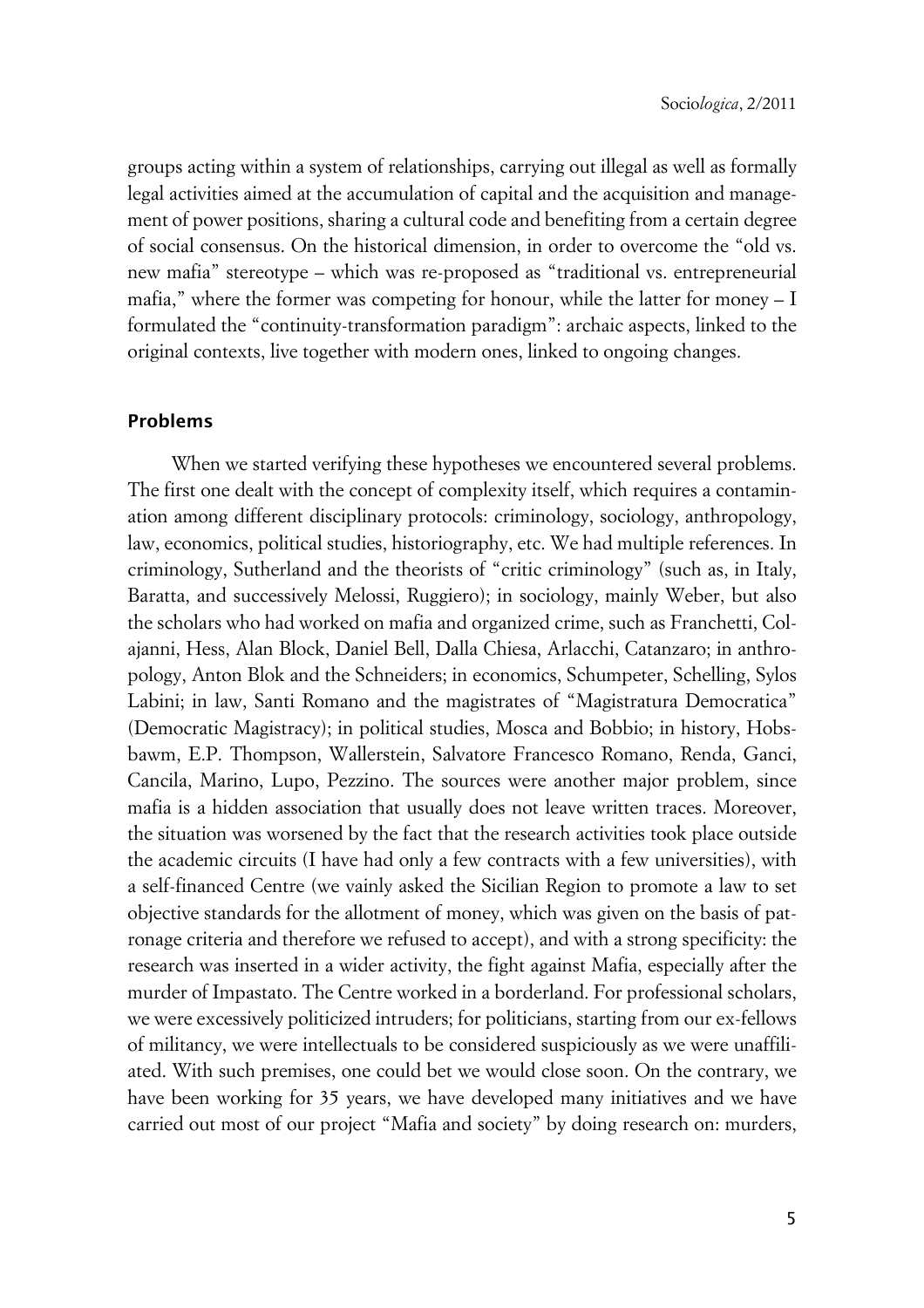groups acting within a system of relationships, carrying out illegal as well as formally legal activities aimed at the accumulation of capital and the acquisition and management of power positions, sharing a cultural code and benefiting from a certain degree of social consensus. On the historical dimension, in order to overcome the "old vs. new mafia" stereotype – which was re-proposed as "traditional vs. entrepreneurial mafia," where the former was competing for honour, while the latter for money – I formulated the "continuity-transformation paradigm": archaic aspects, linked to the original contexts, live together with modern ones, linked to ongoing changes.

## Problems

When we started verifying these hypotheses we encountered several problems. The first one dealt with the concept of complexity itself, which requires a contamination among different disciplinary protocols: criminology, sociology, anthropology, law, economics, political studies, historiography, etc. We had multiple references. In criminology, Sutherland and the theorists of "critic criminology" (such as, in Italy, Baratta, and successively Melossi, Ruggiero); in sociology, mainly Weber, but also the scholars who had worked on mafia and organized crime, such as Franchetti, Colajanni, Hess, Alan Block, Daniel Bell, Dalla Chiesa, Arlacchi, Catanzaro; in anthropology, Anton Blok and the Schneiders; in economics, Schumpeter, Schelling, Sylos Labini; in law, Santi Romano and the magistrates of "Magistratura Democratica" (Democratic Magistracy); in political studies, Mosca and Bobbio; in history, Hobsbawm, E.P. Thompson, Wallerstein, Salvatore Francesco Romano, Renda, Ganci, Cancila, Marino, Lupo, Pezzino. The sources were another major problem, since mafia is a hidden association that usually does not leave written traces. Moreover, the situation was worsened by the fact that the research activities took place outside the academic circuits (I have had only a few contracts with a few universities), with a self-financed Centre (we vainly asked the Sicilian Region to promote a law to set objective standards for the allotment of money, which was given on the basis of patronage criteria and therefore we refused to accept), and with a strong specificity: the research was inserted in a wider activity, the fight against Mafia, especially after the murder of Impastato. The Centre worked in a borderland. For professional scholars, we were excessively politicized intruders; for politicians, starting from our ex-fellows of militancy, we were intellectuals to be considered suspiciously as we were unaffiliated. With such premises, one could bet we would close soon. On the contrary, we have been working for 35 years, we have developed many initiatives and we have carried out most of our project "Mafia and society" by doing research on: murders,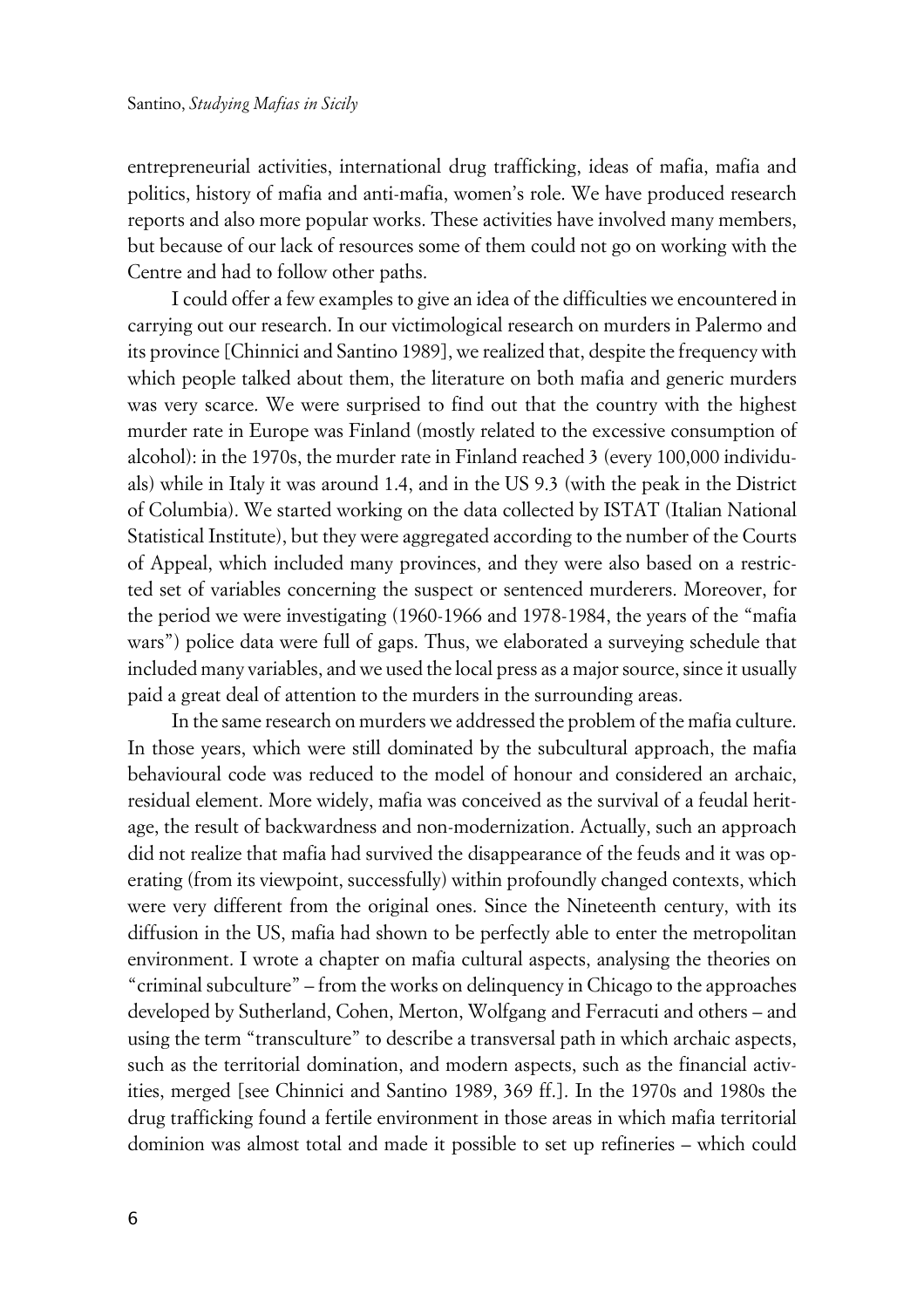entrepreneurial activities, international drug trafficking, ideas of mafia, mafia and politics, history of mafia and anti-mafia, women's role. We have produced research reports and also more popular works. These activities have involved many members, but because of our lack of resources some of them could not go on working with the Centre and had to follow other paths.

I could offer a few examples to give an idea of the difficulties we encountered in carrying out our research. In our victimological research on murders in Palermo and its province [Chinnici and Santino 1989], we realized that, despite the frequency with which people talked about them, the literature on both mafia and generic murders was very scarce. We were surprised to find out that the country with the highest murder rate in Europe was Finland (mostly related to the excessive consumption of alcohol): in the 1970s, the murder rate in Finland reached 3 (every 100,000 individuals) while in Italy it was around 1.4, and in the US 9.3 (with the peak in the District of Columbia). We started working on the data collected by ISTAT (Italian National Statistical Institute), but they were aggregated according to the number of the Courts of Appeal, which included many provinces, and they were also based on a restricted set of variables concerning the suspect or sentenced murderers. Moreover, for the period we were investigating (1960-1966 and 1978-1984, the years of the "mafia wars") police data were full of gaps. Thus, we elaborated a surveying schedule that included many variables, and we used the local press as a major source, since it usually paid a great deal of attention to the murders in the surrounding areas.

In the same research on murders we addressed the problem of the mafia culture. In those years, which were still dominated by the subcultural approach, the mafia behavioural code was reduced to the model of honour and considered an archaic, residual element. More widely, mafia was conceived as the survival of a feudal heritage, the result of backwardness and non-modernization. Actually, such an approach did not realize that mafia had survived the disappearance of the feuds and it was operating (from its viewpoint, successfully) within profoundly changed contexts, which were very different from the original ones. Since the Nineteenth century, with its diffusion in the US, mafia had shown to be perfectly able to enter the metropolitan environment. I wrote a chapter on mafia cultural aspects, analysing the theories on "criminal subculture" – from the works on delinquency in Chicago to the approaches developed by Sutherland, Cohen, Merton, Wolfgang and Ferracuti and others – and using the term "transculture" to describe a transversal path in which archaic aspects, such as the territorial domination, and modern aspects, such as the financial activities, merged [see Chinnici and Santino 1989, 369 ff.]. In the 1970s and 1980s the drug trafficking found a fertile environment in those areas in which mafia territorial dominion was almost total and made it possible to set up refineries – which could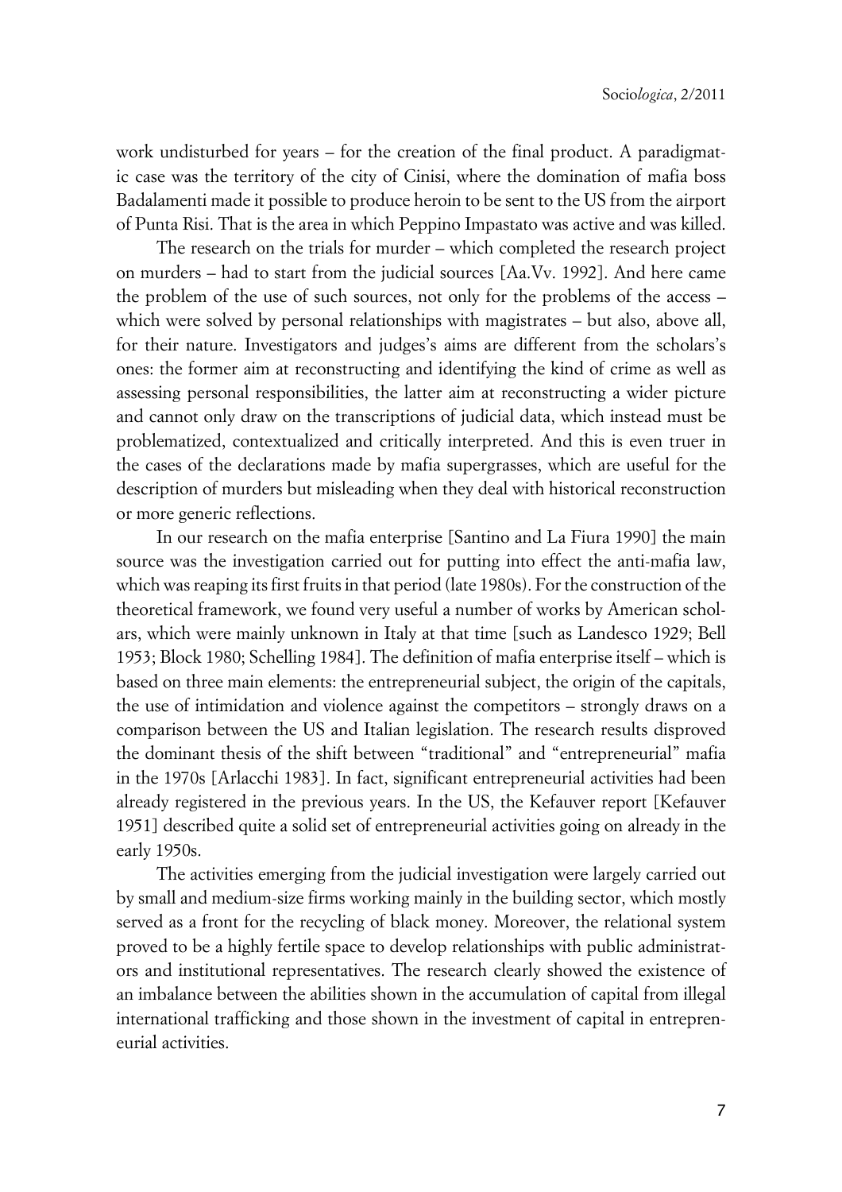work undisturbed for years – for the creation of the final product. A paradigmatic case was the territory of the city of Cinisi, where the domination of mafia boss Badalamenti made it possible to produce heroin to be sent to the US from the airport of Punta Risi. That is the area in which Peppino Impastato was active and was killed.

The research on the trials for murder – which completed the research project on murders – had to start from the judicial sources [Aa.Vv. 1992]. And here came the problem of the use of such sources, not only for the problems of the access – which were solved by personal relationships with magistrates – but also, above all, for their nature. Investigators and judges's aims are different from the scholars's ones: the former aim at reconstructing and identifying the kind of crime as well as assessing personal responsibilities, the latter aim at reconstructing a wider picture and cannot only draw on the transcriptions of judicial data, which instead must be problematized, contextualized and critically interpreted. And this is even truer in the cases of the declarations made by mafia supergrasses, which are useful for the description of murders but misleading when they deal with historical reconstruction or more generic reflections.

In our research on the mafia enterprise [Santino and La Fiura 1990] the main source was the investigation carried out for putting into effect the anti-mafia law, which was reaping its first fruits in that period (late 1980s). For the construction of the theoretical framework, we found very useful a number of works by American scholars, which were mainly unknown in Italy at that time [such as Landesco 1929; Bell 1953; Block 1980; Schelling 1984]. The definition of mafia enterprise itself – which is based on three main elements: the entrepreneurial subject, the origin of the capitals, the use of intimidation and violence against the competitors – strongly draws on a comparison between the US and Italian legislation. The research results disproved the dominant thesis of the shift between "traditional" and "entrepreneurial" mafia in the 1970s [Arlacchi 1983]. In fact, significant entrepreneurial activities had been already registered in the previous years. In the US, the Kefauver report [Kefauver 1951] described quite a solid set of entrepreneurial activities going on already in the early 1950s.

The activities emerging from the judicial investigation were largely carried out by small and medium-size firms working mainly in the building sector, which mostly served as a front for the recycling of black money. Moreover, the relational system proved to be a highly fertile space to develop relationships with public administrators and institutional representatives. The research clearly showed the existence of an imbalance between the abilities shown in the accumulation of capital from illegal international trafficking and those shown in the investment of capital in entrepreneurial activities.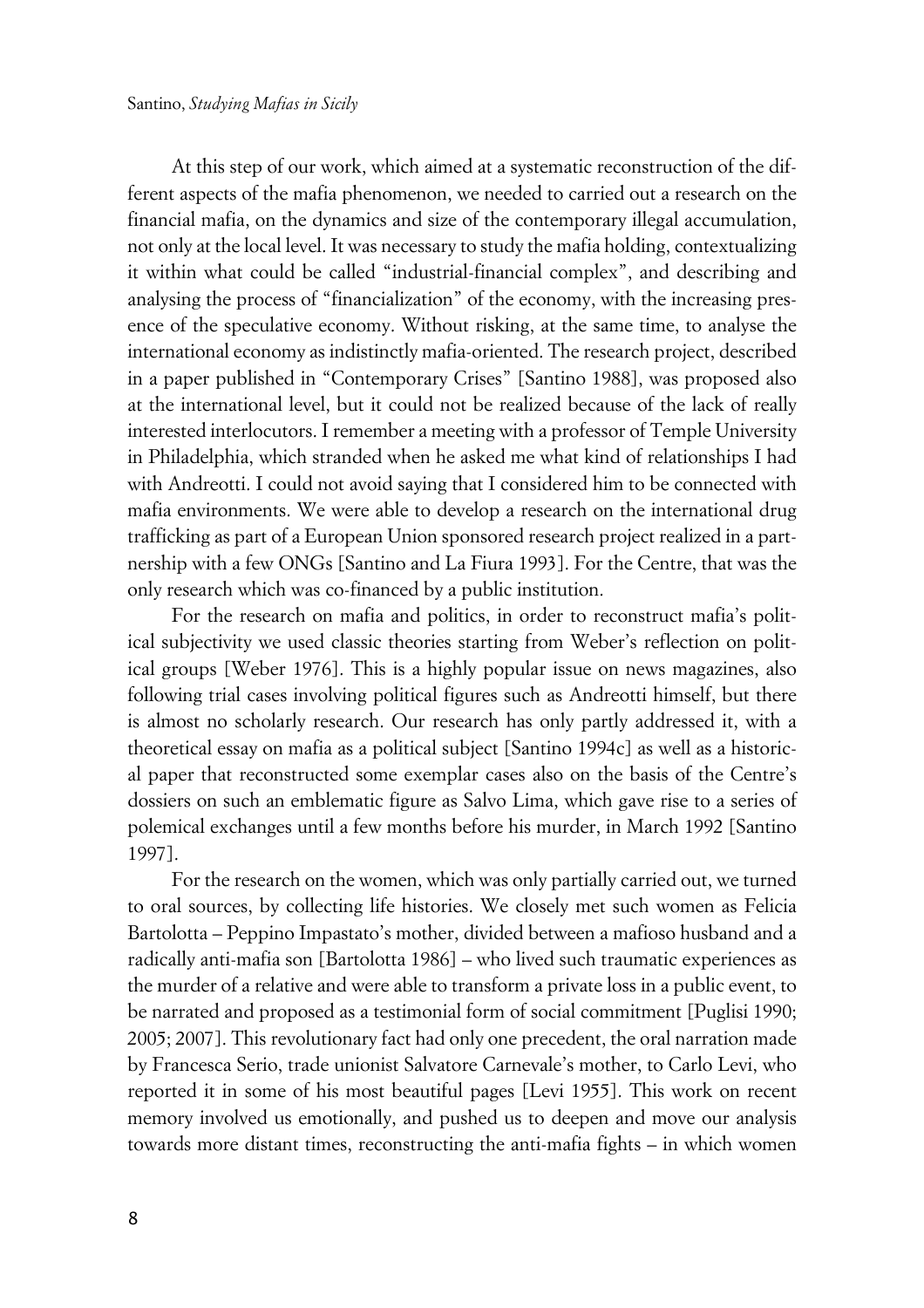At this step of our work, which aimed at a systematic reconstruction of the different aspects of the mafia phenomenon, we needed to carried out a research on the financial mafia, on the dynamics and size of the contemporary illegal accumulation, not only at the local level. It was necessary to study the mafia holding, contextualizing it within what could be called "industrial-financial complex", and describing and analysing the process of "financialization" of the economy, with the increasing presence of the speculative economy. Without risking, at the same time, to analyse the international economy as indistinctly mafia-oriented. The research project, described in a paper published in "Contemporary Crises" [Santino 1988], was proposed also at the international level, but it could not be realized because of the lack of really interested interlocutors. I remember a meeting with a professor of Temple University in Philadelphia, which stranded when he asked me what kind of relationships I had with Andreotti. I could not avoid saying that I considered him to be connected with mafia environments. We were able to develop a research on the international drug trafficking as part of a European Union sponsored research project realized in a partnership with a few ONGs [Santino and La Fiura 1993]. For the Centre, that was the only research which was co-financed by a public institution.

For the research on mafia and politics, in order to reconstruct mafia's political subjectivity we used classic theories starting from Weber's reflection on political groups [Weber 1976]. This is a highly popular issue on news magazines, also following trial cases involving political figures such as Andreotti himself, but there is almost no scholarly research. Our research has only partly addressed it, with a theoretical essay on mafia as a political subject [Santino 1994c] as well as a historical paper that reconstructed some exemplar cases also on the basis of the Centre's dossiers on such an emblematic figure as Salvo Lima, which gave rise to a series of polemical exchanges until a few months before his murder, in March 1992 [Santino 1997].

For the research on the women, which was only partially carried out, we turned to oral sources, by collecting life histories. We closely met such women as Felicia Bartolotta – Peppino Impastato's mother, divided between a mafioso husband and a radically anti-mafia son [Bartolotta 1986] – who lived such traumatic experiences as the murder of a relative and were able to transform a private loss in a public event, to be narrated and proposed as a testimonial form of social commitment [Puglisi 1990; 2005; 2007]. This revolutionary fact had only one precedent, the oral narration made by Francesca Serio, trade unionist Salvatore Carnevale's mother, to Carlo Levi, who reported it in some of his most beautiful pages [Levi 1955]. This work on recent memory involved us emotionally, and pushed us to deepen and move our analysis towards more distant times, reconstructing the anti-mafia fights – in which women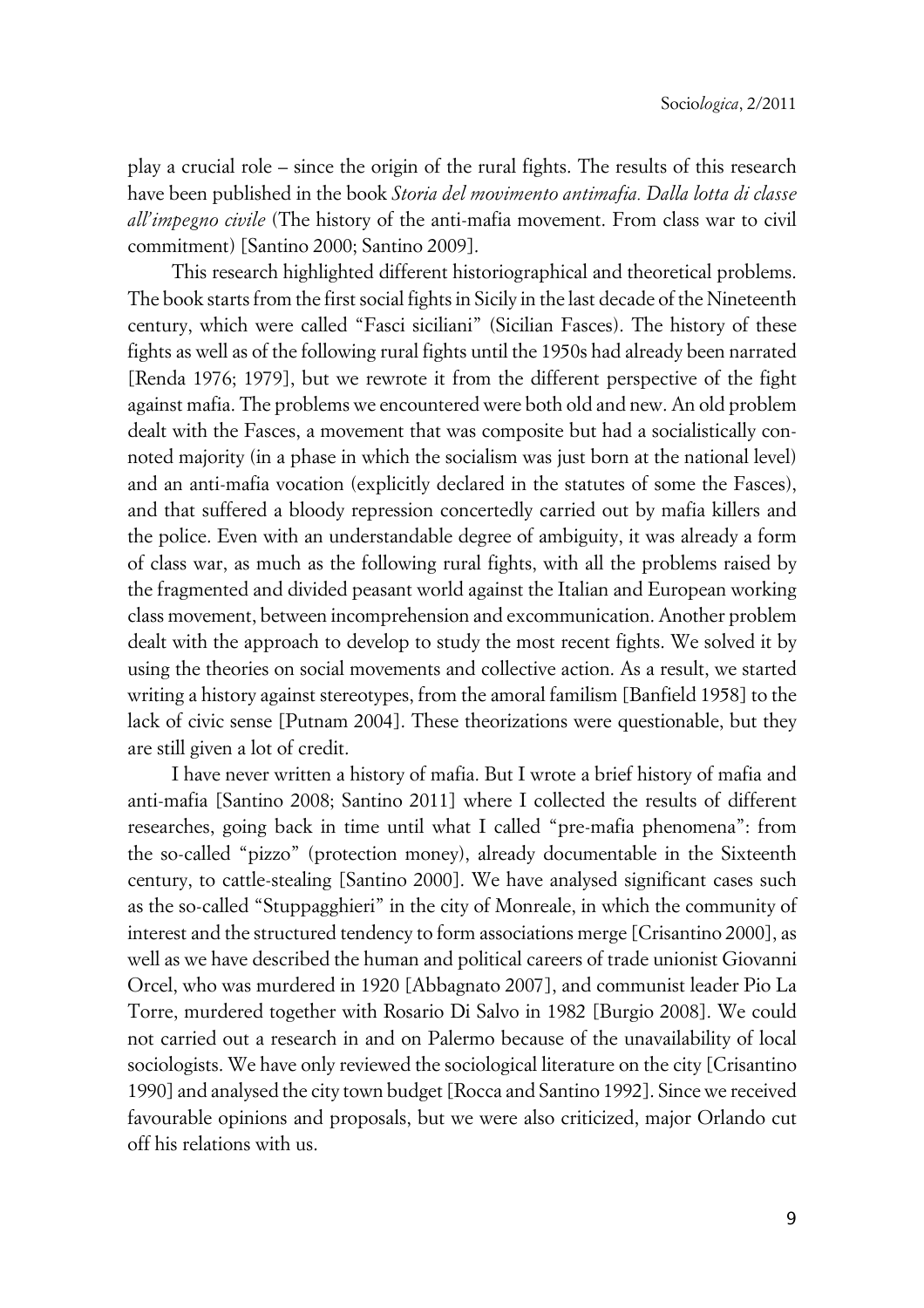play a crucial role – since the origin of the rural fights. The results of this research have been published in the book *Storia del movimento antimafia. Dalla lotta di classe all'impegno civile* (The history of the anti-mafia movement. From class war to civil commitment) [Santino 2000; Santino 2009].

This research highlighted different historiographical and theoretical problems. The book starts from the first social fights in Sicily in the last decade of the Nineteenth century, which were called "Fasci siciliani" (Sicilian Fasces). The history of these fights as well as of the following rural fights until the 1950s had already been narrated [Renda 1976; 1979], but we rewrote it from the different perspective of the fight against mafia. The problems we encountered were both old and new. An old problem dealt with the Fasces, a movement that was composite but had a socialistically connoted majority (in a phase in which the socialism was just born at the national level) and an anti-mafia vocation (explicitly declared in the statutes of some the Fasces), and that suffered a bloody repression concertedly carried out by mafia killers and the police. Even with an understandable degree of ambiguity, it was already a form of class war, as much as the following rural fights, with all the problems raised by the fragmented and divided peasant world against the Italian and European working class movement, between incomprehension and excommunication. Another problem dealt with the approach to develop to study the most recent fights. We solved it by using the theories on social movements and collective action. As a result, we started writing a history against stereotypes, from the amoral familism [Banfield 1958] to the lack of civic sense [Putnam 2004]. These theorizations were questionable, but they are still given a lot of credit.

I have never written a history of mafia. But I wrote a brief history of mafia and anti-mafia [Santino 2008; Santino 2011] where I collected the results of different researches, going back in time until what I called "pre-mafia phenomena": from the so-called "pizzo" (protection money), already documentable in the Sixteenth century, to cattle-stealing [Santino 2000]. We have analysed significant cases such as the so-called "Stuppagghieri" in the city of Monreale, in which the community of interest and the structured tendency to form associations merge [Crisantino 2000], as well as we have described the human and political careers of trade unionist Giovanni Orcel, who was murdered in 1920 [Abbagnato 2007], and communist leader Pio La Torre, murdered together with Rosario Di Salvo in 1982 [Burgio 2008]. We could not carried out a research in and on Palermo because of the unavailability of local sociologists. We have only reviewed the sociological literature on the city [Crisantino 1990] and analysed the city town budget [Rocca and Santino 1992]. Since we received favourable opinions and proposals, but we were also criticized, major Orlando cut off his relations with us.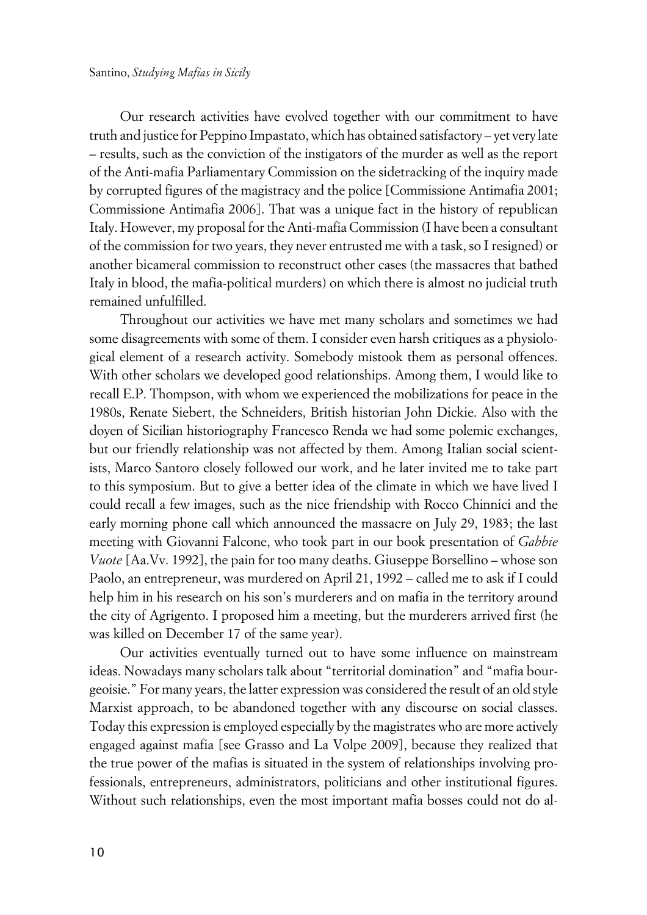Our research activities have evolved together with our commitment to have truth and justice for Peppino Impastato, which has obtained satisfactory – yet very late – results, such as the conviction of the instigators of the murder as well as the report of the Anti-mafia Parliamentary Commission on the sidetracking of the inquiry made by corrupted figures of the magistracy and the police [Commissione Antimafia 2001; Commissione Antimafia 2006]. That was a unique fact in the history of republican Italy. However, my proposal for the Anti-mafia Commission (I have been a consultant of the commission for two years, they never entrusted me with a task, so I resigned) or another bicameral commission to reconstruct other cases (the massacres that bathed Italy in blood, the mafia-political murders) on which there is almost no judicial truth remained unfulfilled.

Throughout our activities we have met many scholars and sometimes we had some disagreements with some of them. I consider even harsh critiques as a physiological element of a research activity. Somebody mistook them as personal offences. With other scholars we developed good relationships. Among them, I would like to recall E.P. Thompson, with whom we experienced the mobilizations for peace in the 1980s, Renate Siebert, the Schneiders, British historian John Dickie. Also with the doyen of Sicilian historiography Francesco Renda we had some polemic exchanges, but our friendly relationship was not affected by them. Among Italian social scientists, Marco Santoro closely followed our work, and he later invited me to take part to this symposium. But to give a better idea of the climate in which we have lived I could recall a few images, such as the nice friendship with Rocco Chinnici and the early morning phone call which announced the massacre on July 29, 1983; the last meeting with Giovanni Falcone, who took part in our book presentation of *Gabbie Vuote* [Aa.Vv. 1992], the pain for too many deaths. Giuseppe Borsellino – whose son Paolo, an entrepreneur, was murdered on April 21, 1992 – called me to ask if I could help him in his research on his son's murderers and on mafia in the territory around the city of Agrigento. I proposed him a meeting, but the murderers arrived first (he was killed on December 17 of the same year).

Our activities eventually turned out to have some influence on mainstream ideas. Nowadays many scholars talk about "territorial domination" and "mafia bourgeoisie." For many years, the latter expression was considered the result of an old style Marxist approach, to be abandoned together with any discourse on social classes. Today this expression is employed especially by the magistrates who are more actively engaged against mafia [see Grasso and La Volpe 2009], because they realized that the true power of the mafias is situated in the system of relationships involving professionals, entrepreneurs, administrators, politicians and other institutional figures. Without such relationships, even the most important mafia bosses could not do al-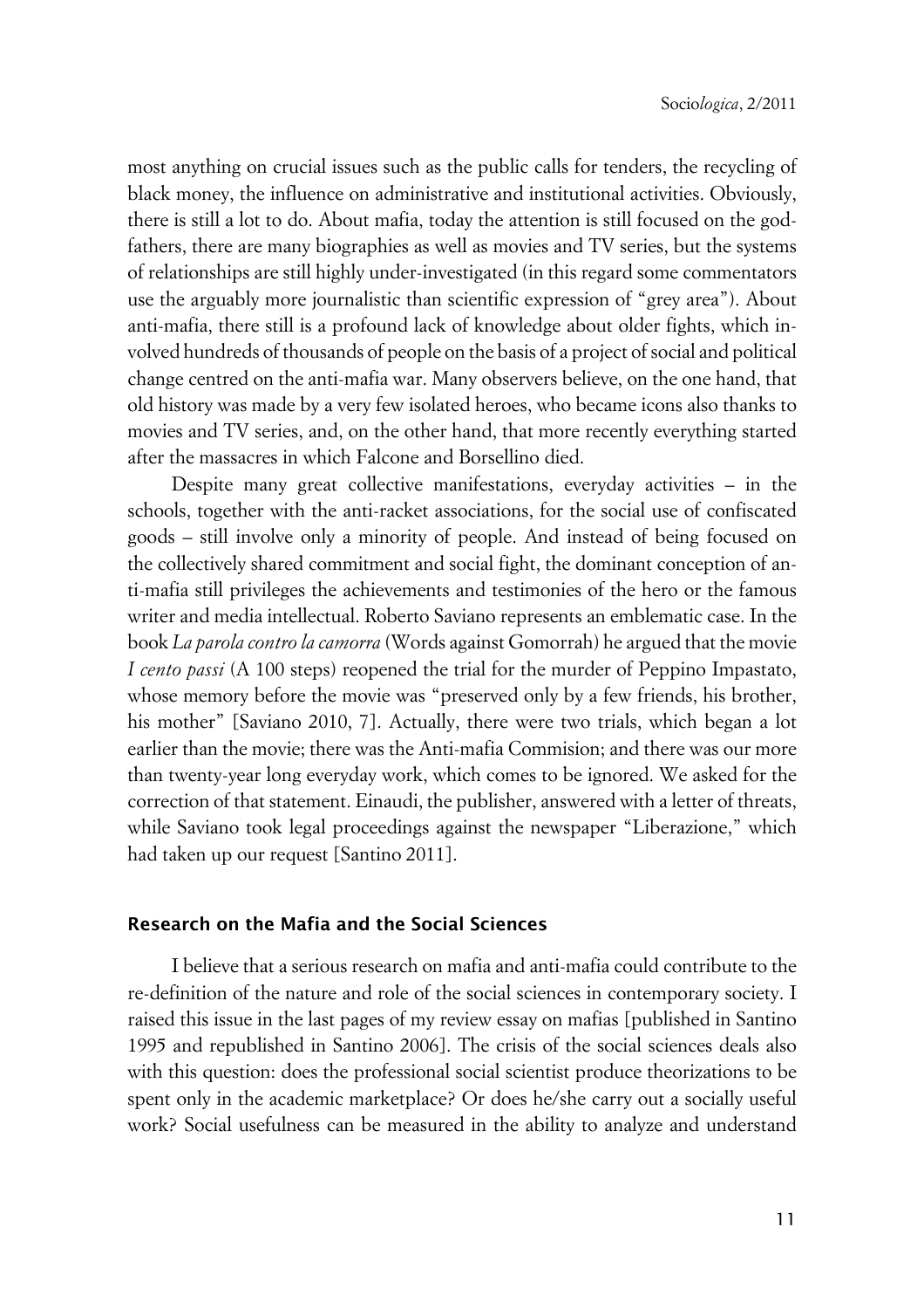most anything on crucial issues such as the public calls for tenders, the recycling of black money, the influence on administrative and institutional activities. Obviously, there is still a lot to do. About mafia, today the attention is still focused on the godfathers, there are many biographies as well as movies and TV series, but the systems of relationships are still highly under-investigated (in this regard some commentators use the arguably more journalistic than scientific expression of "grey area"). About anti-mafia, there still is a profound lack of knowledge about older fights, which involved hundreds of thousands of people on the basis of a project of social and political change centred on the anti-mafia war. Many observers believe, on the one hand, that old history was made by a very few isolated heroes, who became icons also thanks to movies and TV series, and, on the other hand, that more recently everything started after the massacres in which Falcone and Borsellino died.

Despite many great collective manifestations, everyday activities – in the schools, together with the anti-racket associations, for the social use of confiscated goods – still involve only a minority of people. And instead of being focused on the collectively shared commitment and social fight, the dominant conception of anti-mafia still privileges the achievements and testimonies of the hero or the famous writer and media intellectual. Roberto Saviano represents an emblematic case. In the book *La parola contro la camorra* (Words against Gomorrah) he argued that the movie *I cento passi* (A 100 steps) reopened the trial for the murder of Peppino Impastato, whose memory before the movie was "preserved only by a few friends, his brother, his mother" [Saviano 2010, 7]. Actually, there were two trials, which began a lot earlier than the movie; there was the Anti-mafia Commision; and there was our more than twenty-year long everyday work, which comes to be ignored. We asked for the correction of that statement. Einaudi, the publisher, answered with a letter of threats, while Saviano took legal proceedings against the newspaper "Liberazione," which had taken up our request [Santino 2011].

## Research on the Mafia and the Social Sciences

I believe that a serious research on mafia and anti-mafia could contribute to the re-definition of the nature and role of the social sciences in contemporary society. I raised this issue in the last pages of my review essay on mafias [published in Santino 1995 and republished in Santino 2006]. The crisis of the social sciences deals also with this question: does the professional social scientist produce theorizations to be spent only in the academic marketplace? Or does he/she carry out a socially useful work? Social usefulness can be measured in the ability to analyze and understand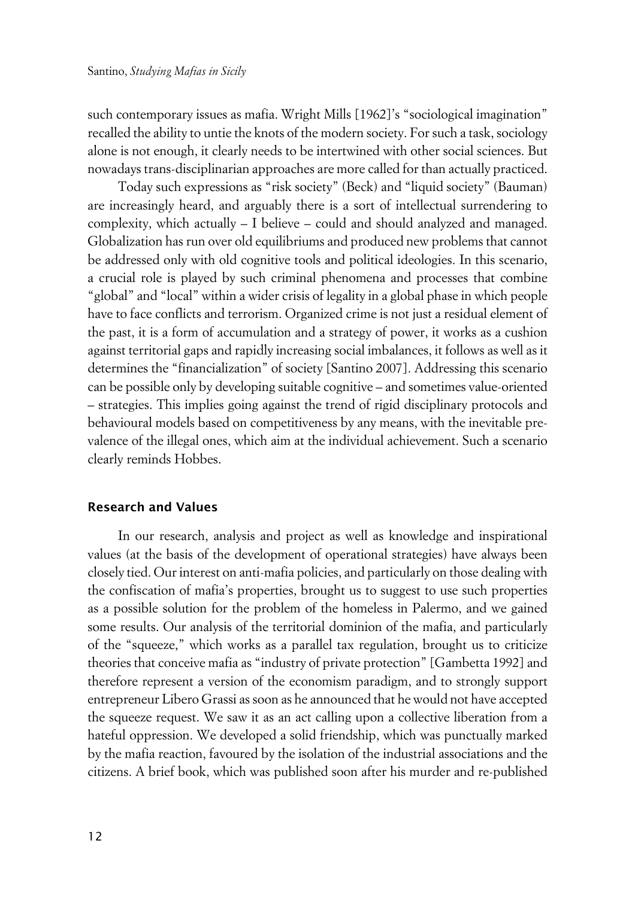such contemporary issues as mafia. Wright Mills [1962]'s "sociological imagination" recalled the ability to untie the knots of the modern society. For such a task, sociology alone is not enough, it clearly needs to be intertwined with other social sciences. But nowadays trans-disciplinarian approaches are more called for than actually practiced.

Today such expressions as "risk society" (Beck) and "liquid society" (Bauman) are increasingly heard, and arguably there is a sort of intellectual surrendering to complexity, which actually – I believe – could and should analyzed and managed. Globalization has run over old equilibriums and produced new problems that cannot be addressed only with old cognitive tools and political ideologies. In this scenario, a crucial role is played by such criminal phenomena and processes that combine "global" and "local" within a wider crisis of legality in a global phase in which people have to face conflicts and terrorism. Organized crime is not just a residual element of the past, it is a form of accumulation and a strategy of power, it works as a cushion against territorial gaps and rapidly increasing social imbalances, it follows as well as it determines the "financialization" of society [Santino 2007]. Addressing this scenario can be possible only by developing suitable cognitive – and sometimes value-oriented – strategies. This implies going against the trend of rigid disciplinary protocols and behavioural models based on competitiveness by any means, with the inevitable prevalence of the illegal ones, which aim at the individual achievement. Such a scenario clearly reminds Hobbes.

## Research and Values

In our research, analysis and project as well as knowledge and inspirational values (at the basis of the development of operational strategies) have always been closely tied. Our interest on anti-mafia policies, and particularly on those dealing with the confiscation of mafia's properties, brought us to suggest to use such properties as a possible solution for the problem of the homeless in Palermo, and we gained some results. Our analysis of the territorial dominion of the mafia, and particularly of the "squeeze," which works as a parallel tax regulation, brought us to criticize theories that conceive mafia as "industry of private protection" [Gambetta 1992] and therefore represent a version of the economism paradigm, and to strongly support entrepreneur Libero Grassi as soon as he announced that he would not have accepted the squeeze request. We saw it as an act calling upon a collective liberation from a hateful oppression. We developed a solid friendship, which was punctually marked by the mafia reaction, favoured by the isolation of the industrial associations and the citizens. A brief book, which was published soon after his murder and re-published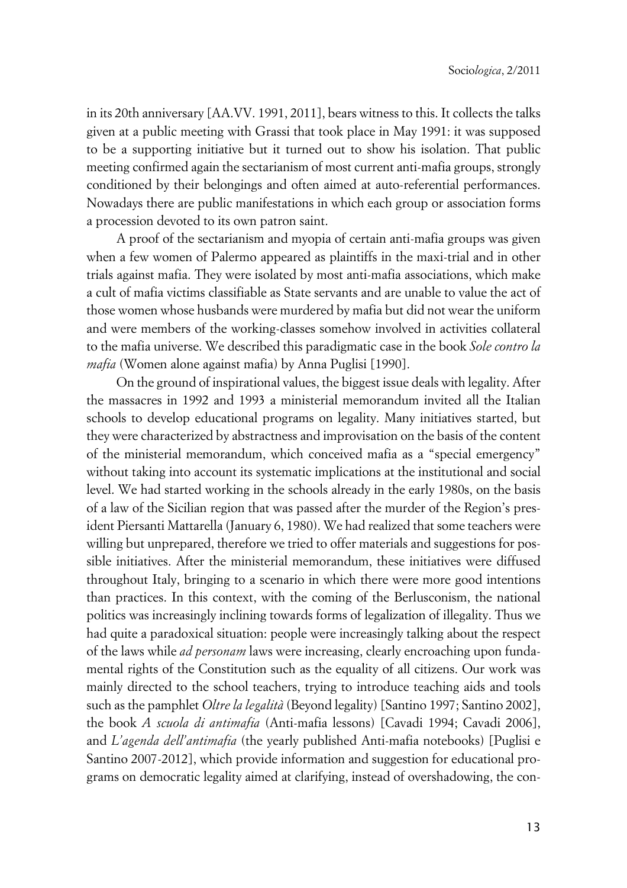in its 20th anniversary [AA.VV. 1991, 2011], bears witness to this. It collects the talks given at a public meeting with Grassi that took place in May 1991: it was supposed to be a supporting initiative but it turned out to show his isolation. That public meeting confirmed again the sectarianism of most current anti-mafia groups, strongly conditioned by their belongings and often aimed at auto-referential performances. Nowadays there are public manifestations in which each group or association forms a procession devoted to its own patron saint.

A proof of the sectarianism and myopia of certain anti-mafia groups was given when a few women of Palermo appeared as plaintiffs in the maxi-trial and in other trials against mafia. They were isolated by most anti-mafia associations, which make a cult of mafia victims classifiable as State servants and are unable to value the act of those women whose husbands were murdered by mafia but did not wear the uniform and were members of the working-classes somehow involved in activities collateral to the mafia universe. We described this paradigmatic case in the book *Sole contro la mafia* (Women alone against mafia) by Anna Puglisi [1990].

On the ground of inspirational values, the biggest issue deals with legality. After the massacres in 1992 and 1993 a ministerial memorandum invited all the Italian schools to develop educational programs on legality. Many initiatives started, but they were characterized by abstractness and improvisation on the basis of the content of the ministerial memorandum, which conceived mafia as a "special emergency" without taking into account its systematic implications at the institutional and social level. We had started working in the schools already in the early 1980s, on the basis of a law of the Sicilian region that was passed after the murder of the Region's president Piersanti Mattarella (January 6, 1980). We had realized that some teachers were willing but unprepared, therefore we tried to offer materials and suggestions for possible initiatives. After the ministerial memorandum, these initiatives were diffused throughout Italy, bringing to a scenario in which there were more good intentions than practices. In this context, with the coming of the Berlusconism, the national politics was increasingly inclining towards forms of legalization of illegality. Thus we had quite a paradoxical situation: people were increasingly talking about the respect of the laws while *ad personam* laws were increasing, clearly encroaching upon fundamental rights of the Constitution such as the equality of all citizens. Our work was mainly directed to the school teachers, trying to introduce teaching aids and tools such as the pamphlet *Oltre la legalità* (Beyond legality) [Santino 1997; Santino 2002], the book *A scuola di antimafia* (Anti-mafia lessons) [Cavadi 1994; Cavadi 2006], and *L'agenda dell'antimafia* (the yearly published Anti-mafia notebooks) [Puglisi e Santino 2007-2012], which provide information and suggestion for educational programs on democratic legality aimed at clarifying, instead of overshadowing, the con-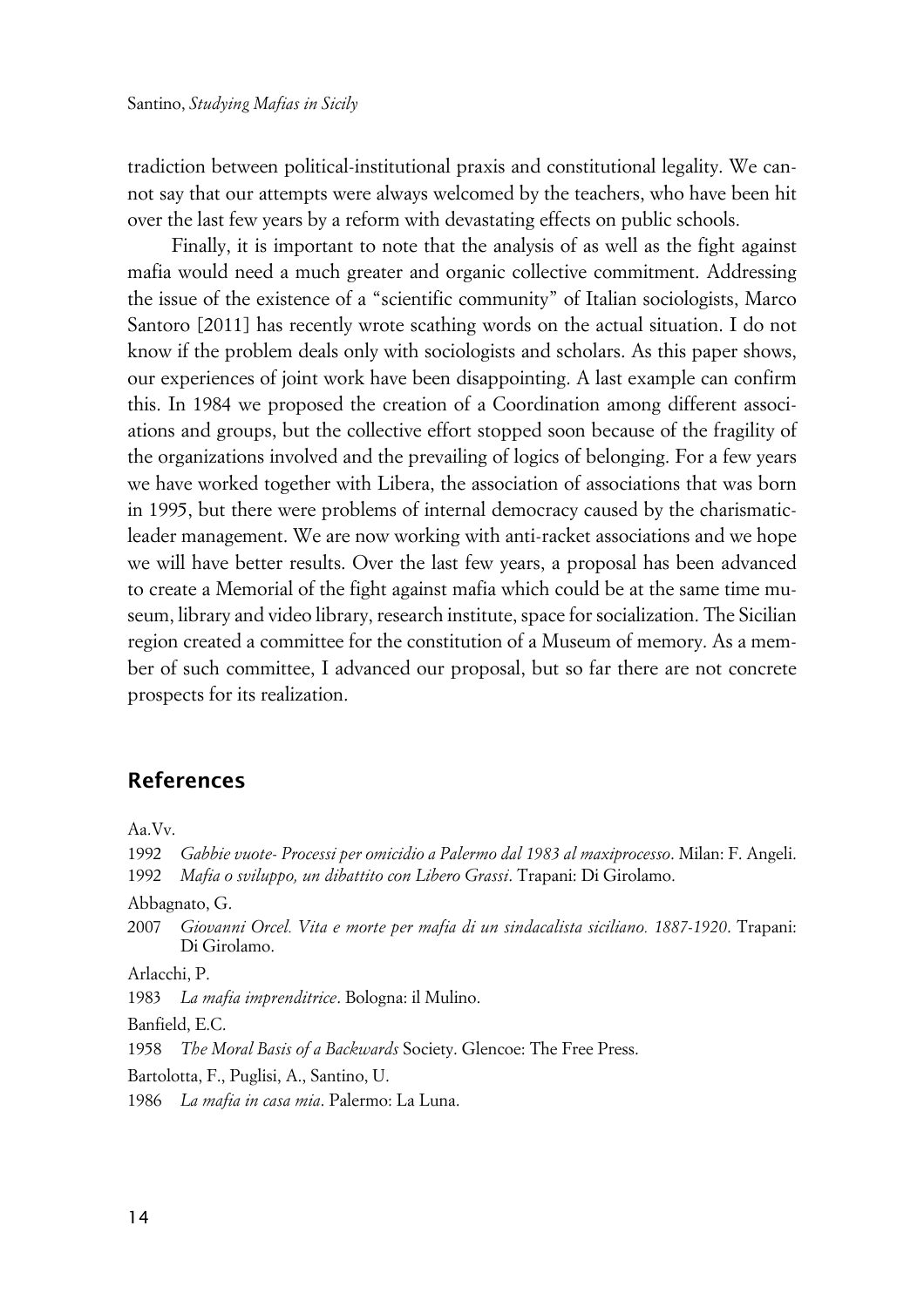tradiction between political-institutional praxis and constitutional legality. We cannot say that our attempts were always welcomed by the teachers, who have been hit over the last few years by a reform with devastating effects on public schools.

Finally, it is important to note that the analysis of as well as the fight against mafia would need a much greater and organic collective commitment. Addressing the issue of the existence of a "scientific community" of Italian sociologists, Marco Santoro [2011] has recently wrote scathing words on the actual situation. I do not know if the problem deals only with sociologists and scholars. As this paper shows, our experiences of joint work have been disappointing. A last example can confirm this. In 1984 we proposed the creation of a Coordination among different associations and groups, but the collective effort stopped soon because of the fragility of the organizations involved and the prevailing of logics of belonging. For a few years we have worked together with Libera, the association of associations that was born in 1995, but there were problems of internal democracy caused by the charismatic-leader management. We are now working with anti-racket associations and we hope we will have better results. Over the last few years, a proposal has been advanced to create a Memorial of the fight against mafia which could be at the same time museum, library and video library, research institute, space for socialization. The Sicilian region created a committee for the constitution of a Museum of memory. As a member of such committee, I advanced our proposal, but so far there are not concrete prospects for its realization.

## References

Aa.Vv.

1992 *Gabbie vuote- Processi per omicidio a Palermo dal 1983 al maxiprocesso*. Milan: F. Angeli.

1992 *Mafia o sviluppo, un dibattito con Libero Grassi*. Trapani: Di Girolamo.

Abbagnato, G.

2007 *Giovanni Orcel. Vita e morte per mafia di un sindacalista siciliano. 1887-1920*. Trapani: Di Girolamo.

Arlacchi, P.

1983 *La mafia imprenditrice*. Bologna: il Mulino.

Banfield, E.C.

1958 *The Moral Basis of a Backwards* Society. Glencoe: The Free Press.

Bartolotta, F., Puglisi, A., Santino, U.

1986 *La mafia in casa mia*. Palermo: La Luna.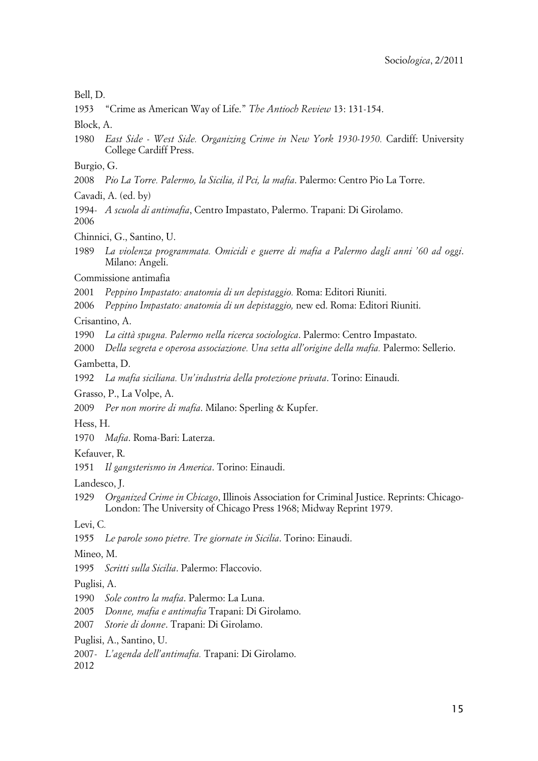Bell, D.

1953 "Crime as American Way of Life." *The Antioch Review* 13: 131-154.

Block, A.

1980 *East Side - West Side. Organizing Crime in New York 1930-1950.* Cardiff: University College Cardiff Press.

Burgio, G.

2008 *Pio La Torre. Palermo, la Sicilia, il Pci, la mafia*. Palermo: Centro Pio La Torre.

Cavadi, A. (ed. by)

1994-2006 *A scuola di antimafia*, Centro Impastato, Palermo. Trapani: Di Girolamo.

Chinnici, G., Santino, U.

1989 *La violenza programmata. Omicidi e guerre di mafia a Palermo dagli anni '60 ad oggi*. Milano: Angeli.

Commissione antimafia

2001 *Peppino Impastato: anatomia di un depistaggio.* Roma: Editori Riuniti.

2006 *Peppino Impastato: anatomia di un depistaggio,* new ed. Roma: Editori Riuniti.

Crisantino, A.

1990 *La città spugna. Palermo nella ricerca sociologica*. Palermo: Centro Impastato.

2000 *Della segreta e operosa associazione. Una setta all'origine della mafia.* Palermo: Sellerio.

Gambetta, D.

1992 *La mafia siciliana. Un'industria della protezione privata*. Torino: Einaudi.

Grasso, P., La Volpe, A.

2009 *Per non morire di mafia*. Milano: Sperling & Kupfer.

Hess, H.

1970 *Mafia*. Roma-Bari: Laterza.

Kefauver, R.

1951 *Il gangsterismo in America*. Torino: Einaudi.

Landesco, J.

1929 *Organized Crime in Chicago*, Illinois Association for Criminal Justice. Reprints: Chicago-London: The University of Chicago Press 1968; Midway Reprint 1979.

Levi, C.

1955 *Le parole sono pietre. Tre giornate in Sicilia*. Torino: Einaudi.

Mineo, M.

1995 *Scritti sulla Sicilia*. Palermo: Flaccovio.

Puglisi, A.

1990 *Sole contro la mafia*. Palermo: La Luna.

2005 *Donne, mafia e antimafia* Trapani: Di Girolamo.

2007 *Storie di donne*. Trapani: Di Girolamo.

Puglisi, A., Santino, U.

2007-2012 *L'agenda dell'antimafia.* Trapani: Di Girolamo.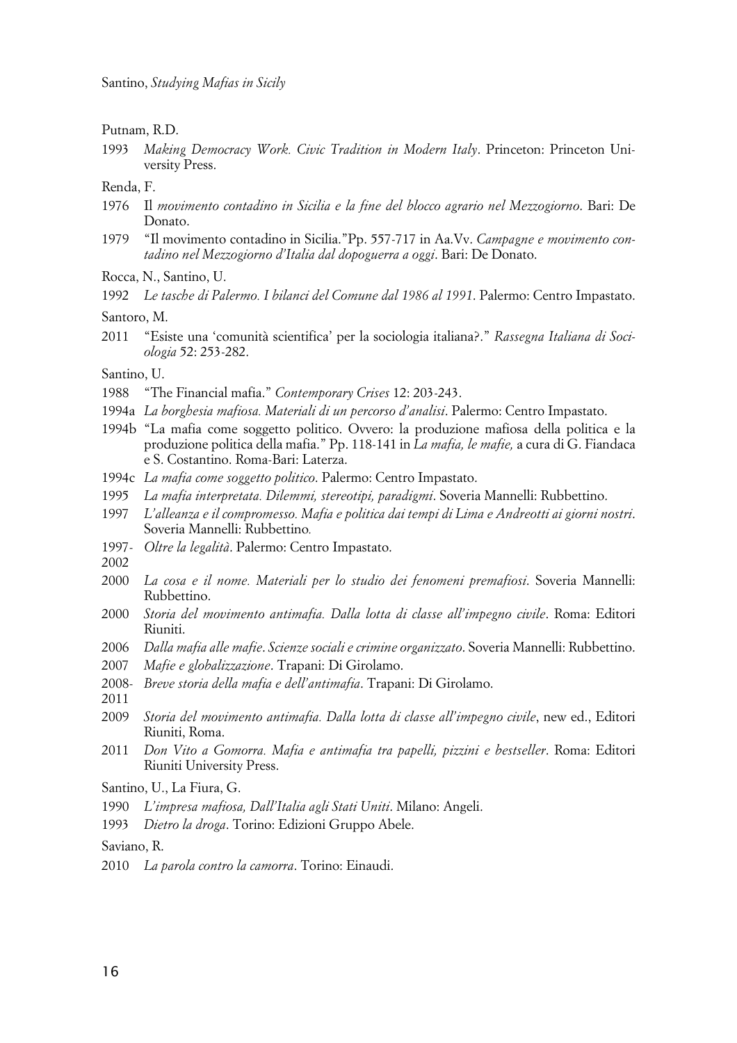Putnam, R.D.

1993 *Making Democracy Work. Civic Tradition in Modern Italy*. Princeton: Princeton University Press.

Renda, F.

1976 Il *movimento contadino in Sicilia e la fine del blocco agrario nel Mezzogiorno*. Bari: De Donato.

1979 "Il movimento contadino in Sicilia."Pp. 557-717 in Aa.Vv. *Campagne e movimento contadino nel Mezzogiorno d'Italia dal dopoguerra a oggi*. Bari: De Donato.

Rocca, N., Santino, U.

1992 *Le tasche di Palermo. I bilanci del Comune dal 1986 al 1991*. Palermo: Centro Impastato.

Santoro, M.

2011 "Esiste una 'comunità scientifica' per la sociologia italiana?." *Rassegna Italiana di Sociologia* 52: 253-282.

Santino, U.

1988 "The Financial mafia." *Contemporary Crises* 12: 203-243.

1994a *La borghesia mafiosa. Materiali di un percorso d'analisi*. Palermo: Centro Impastato.

1994b "La mafia come soggetto politico. Ovvero: la produzione mafiosa della politica e la produzione politica della mafia." Pp. 118-141 in *La mafia, le mafie,* a cura di G. Fiandaca e S. Costantino. Roma-Bari: Laterza.

1994c *La mafia come soggetto politico*. Palermo: Centro Impastato.

1995 *La mafia interpretata. Dilemmi, stereotipi, paradigmi*. Soveria Mannelli: Rubbettino.

1997 *L'alleanza e il compromesso. Mafia e politica dai tempi di Lima e Andreotti ai giorni nostri*. Soveria Mannelli: Rubbettino.

1997-2002 *Oltre la legalità*. Palermo: Centro Impastato.

2000 *La cosa e il nome. Materiali per lo studio dei fenomeni premafiosi*. Soveria Mannelli: Rubbettino.

2000 *Storia del movimento antimafia. Dalla lotta di classe all'impegno civile*. Roma: Editori Riuniti.

2006 *Dalla mafia alle mafie. Scienze sociali e crimine organizzato*. Soveria Mannelli: Rubbettino.

2007 *Mafie e globalizzazione*. Trapani: Di Girolamo.

2008-2011 *Breve storia della mafia e dell'antimafia*. Trapani: Di Girolamo.

2009 *Storia del movimento antimafia. Dalla lotta di classe all'impegno civile*, new ed., Editori Riuniti, Roma.

2011 *Don Vito a Gomorra. Mafia e antimafia tra papelli, pizzini e bestseller*. Roma: Editori Riuniti University Press.

Santino, U., La Fiura, G.

1990 *L'impresa mafiosa, Dall'Italia agli Stati Uniti*. Milano: Angeli.

1993 *Dietro la droga*. Torino: Edizioni Gruppo Abele.

Saviano, R.

2010 *La parola contro la camorra*. Torino: Einaudi.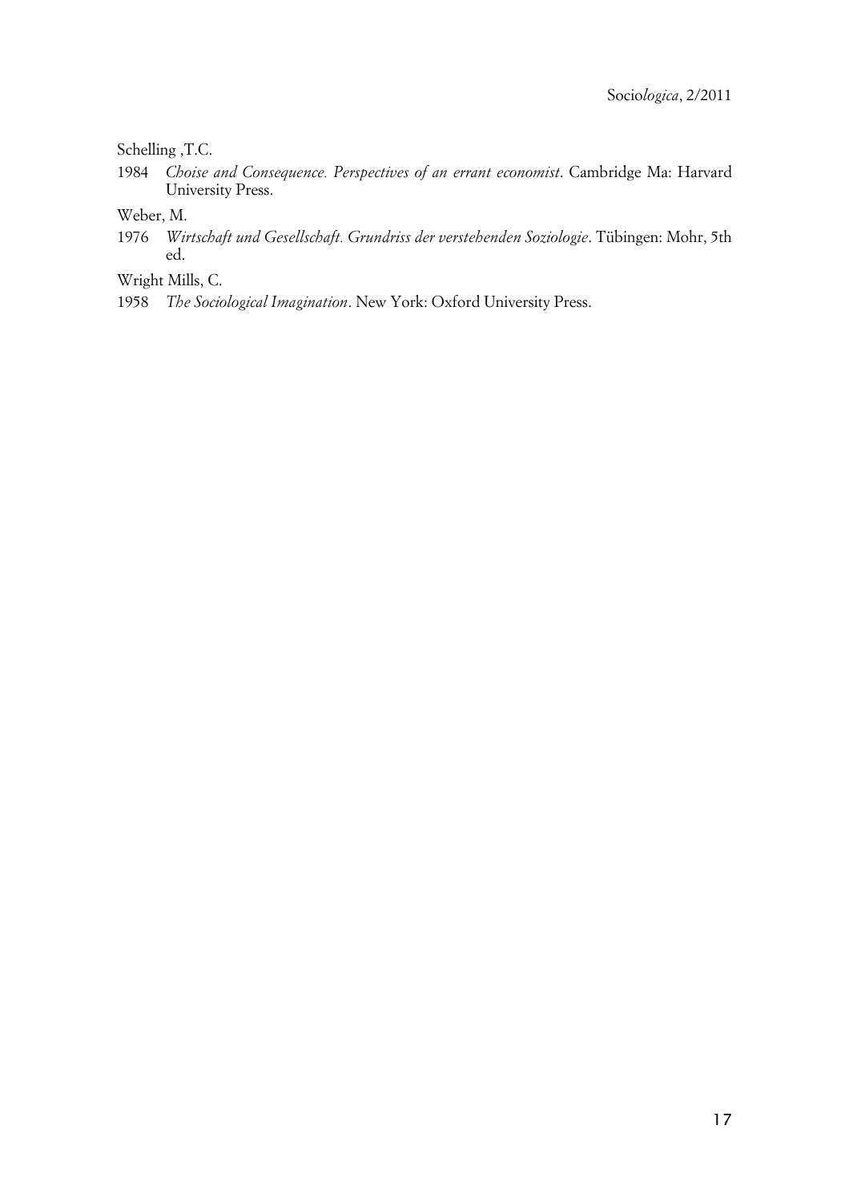Schelling ,T.C.

1984 *Choise and Consequence. Perspectives of an errant economist*. Cambridge Ma: Harvard University Press.

Weber, M.

1976 *Wirtschaft und Gesellschaft. Grundriss der verstehenden Soziologie*. Tübingen: Mohr, 5th ed.

Wright Mills, C.

1958 *The Sociological Imagination*. New York: Oxford University Press.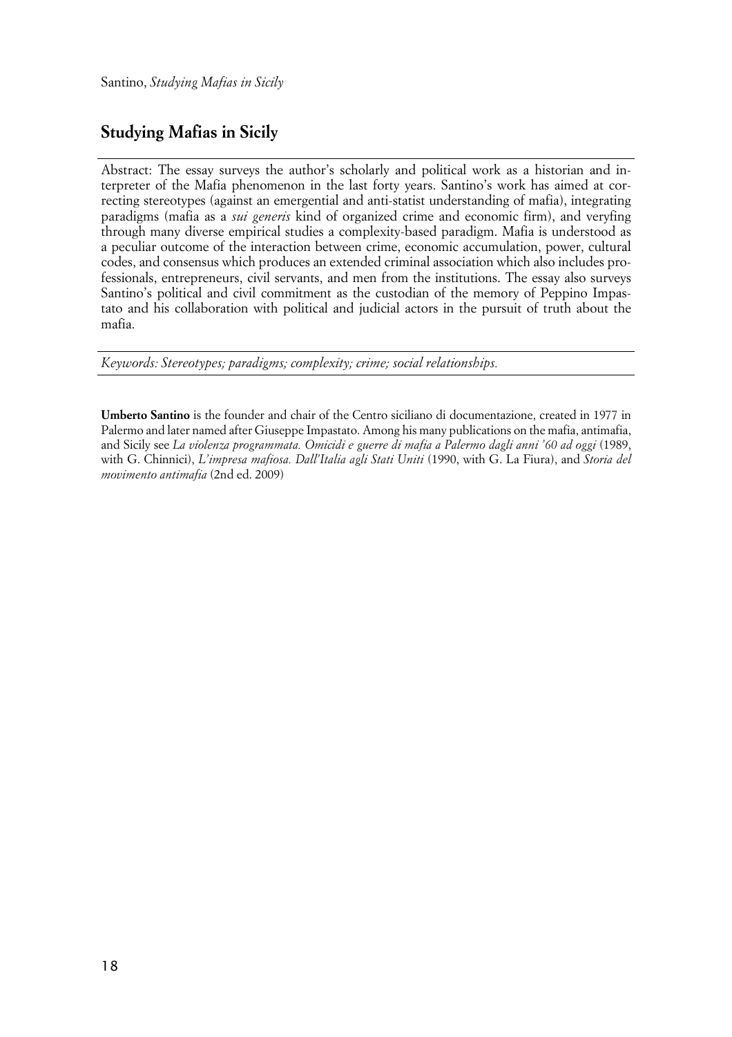## Studying Mafias in Sicily

Abstract: The essay surveys the author's scholarly and political work as a historian and interpreter of the Mafia phenomenon in the last forty years. Santino's work has aimed at correcting stereotypes (against an emergential and anti-statist understanding of mafia), integrating paradigms (mafia as a *sui generis* kind of organized crime and economic firm), and veryfing through many diverse empirical studies a complexity-based paradigm. Mafia is understood as a peculiar outcome of the interaction between crime, economic accumulation, power, cultural codes, and consensus which produces an extended criminal association which also includes professionals, entrepreneurs, civil servants, and men from the institutions. The essay also surveys Santino's political and civil commitment as the custodian of the memory of Peppino Impastato and his collaboration with political and judicial actors in the pursuit of truth about the mafia.

*Keywords: Stereotypes; paradigms; complexity; crime; social relationships.*

**Umberto Santino** is the founder and chair of the Centro siciliano di documentazione, created in 1977 in Palermo and later named after Giuseppe Impastato. Among his many publications on the mafia, antimafia, and Sicily see *La violenza programmata. Omicidi e guerre di mafia a Palermo dagli anni '60 ad oggi* (1989, with G. Chinnici), *L'impresa mafiosa. Dall'Italia agli Stati Uniti* (1990, with G. La Fiura), and *Storia del movimento antimafia* (2nd ed. 2009)